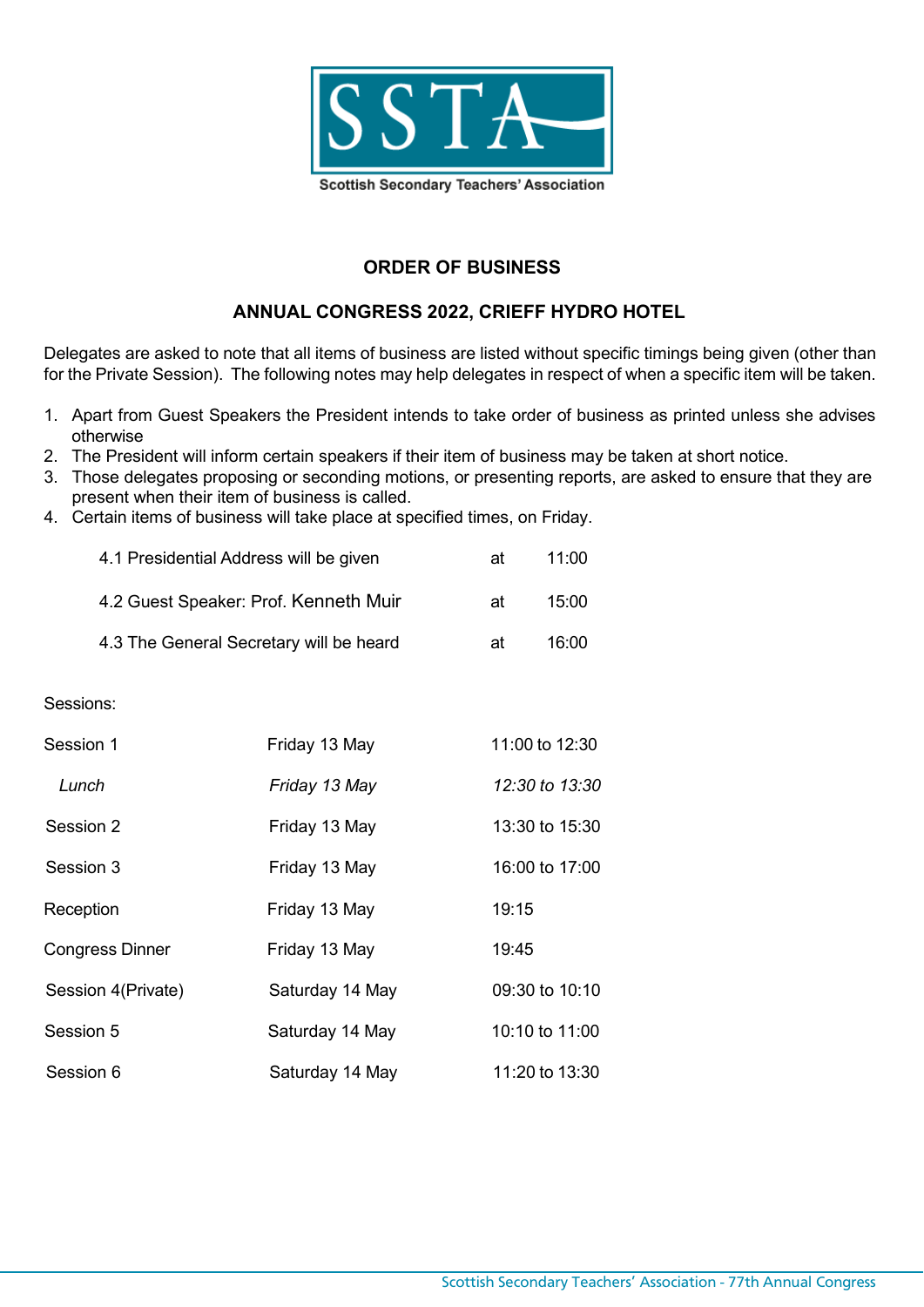SSTA

Scottish Secondary Teachers' Association

## ORDER OF BUSINESS

## ANNUAL CONGRESS 2022, CRIEFF HYDRO HOTEL

Delegates are asked to note that all items of business are listed without specific timings being given (other than for the Private Session). The following notes may help delegates in respect of when a specific item will be taken.

1. Apart from Guest Speakers the President intends to take order of business as printed unless she advises otherwise
2. The President will inform certain speakers if their item of business may be taken at short notice.
3. Those delegates proposing or seconding motions, or presenting reports, are asked to ensure that they are present when their item of business is called.
4. Certain items of business will take place at specified times, on Friday.

| | | |
|---|---|---|
| 4.1 Presidential Address will be given | at | 11:00 |
| 4.2 Guest Speaker: Prof. Kenneth Muir | at | 15:00 |
| 4.3 The General Secretary will be heard | at | 16:00 |

Sessions:

| | | |
|---|---|---|
| Session 1 | Friday 13 May | 11:00 to 12:30 |
| *Lunch* | *Friday 13 May* | *12:30 to 13:30* |
| Session 2 | Friday 13 May | 13:30 to 15:30 |
| Session 3 | Friday 13 May | 16:00 to 17:00 |
| Reception | Friday 13 May | 19:15 |
| Congress Dinner | Friday 13 May | 19:45 |
| Session 4(Private) | Saturday 14 May | 09:30 to 10:10 |
| Session 5 | Saturday 14 May | 10:10 to 11:00 |
| Session 6 | Saturday 14 May | 11:20 to 13:30 |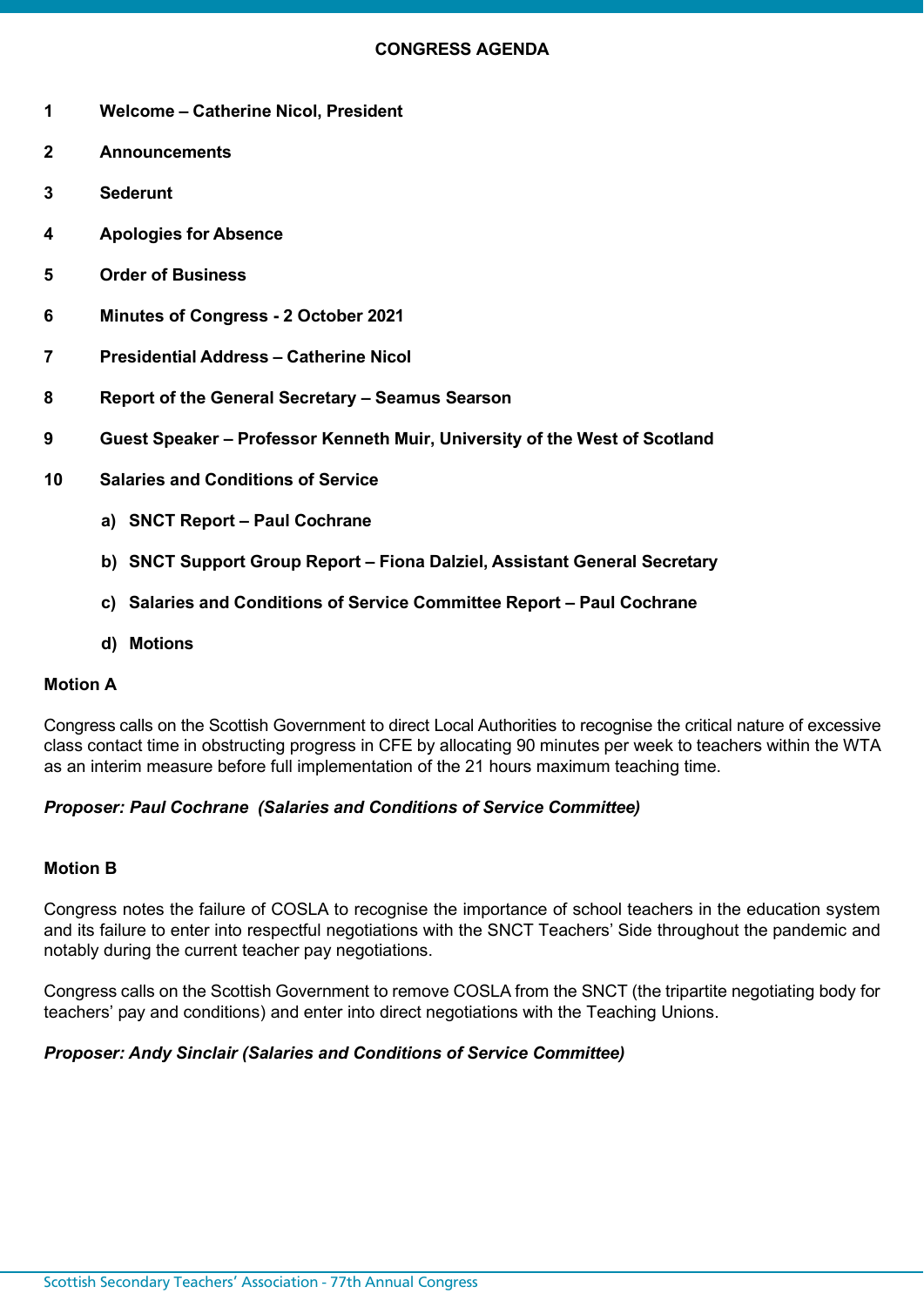# CONGRESS AGENDA

**1 Welcome – Catherine Nicol, President**

**2 Announcements**

**3 Sederunt**

**4 Apologies for Absence**

**5 Order of Business**

**6 Minutes of Congress - 2 October 2021**

**7 Presidential Address – Catherine Nicol**

**8 Report of the General Secretary – Seamus Searson**

**9 Guest Speaker – Professor Kenneth Muir, University of the West of Scotland**

**10 Salaries and Conditions of Service**

- **a) SNCT Report – Paul Cochrane**
- **b) SNCT Support Group Report – Fiona Dalziel, Assistant General Secretary**
- **c) Salaries and Conditions of Service Committee Report – Paul Cochrane**
- **d) Motions**

**Motion A**

Congress calls on the Scottish Government to direct Local Authorities to recognise the critical nature of excessive class contact time in obstructing progress in CFE by allocating 90 minutes per week to teachers within the WTA as an interim measure before full implementation of the 21 hours maximum teaching time.

***Proposer: Paul Cochrane (Salaries and Conditions of Service Committee)***

**Motion B**

Congress notes the failure of COSLA to recognise the importance of school teachers in the education system and its failure to enter into respectful negotiations with the SNCT Teachers' Side throughout the pandemic and notably during the current teacher pay negotiations.

Congress calls on the Scottish Government to remove COSLA from the SNCT (the tripartite negotiating body for teachers' pay and conditions) and enter into direct negotiations with the Teaching Unions.

***Proposer: Andy Sinclair (Salaries and Conditions of Service Committee)***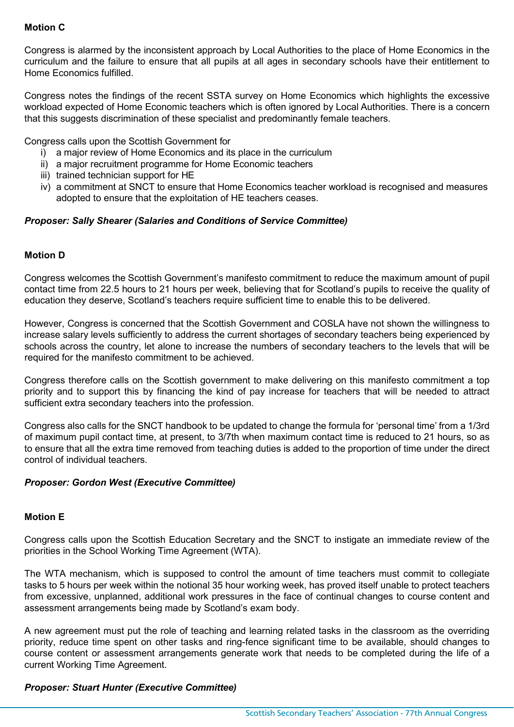**Motion C**

Congress is alarmed by the inconsistent approach by Local Authorities to the place of Home Economics in the curriculum and the failure to ensure that all pupils at all ages in secondary schools have their entitlement to Home Economics fulfilled.

Congress notes the findings of the recent SSTA survey on Home Economics which highlights the excessive workload expected of Home Economic teachers which is often ignored by Local Authorities. There is a concern that this suggests discrimination of these specialist and predominantly female teachers.

Congress calls upon the Scottish Government for

i) a major review of Home Economics and its place in the curriculum
ii) a major recruitment programme for Home Economic teachers
iii) trained technician support for HE
iv) a commitment at SNCT to ensure that Home Economics teacher workload is recognised and measures adopted to ensure that the exploitation of HE teachers ceases.

***Proposer: Sally Shearer (Salaries and Conditions of Service Committee)***

**Motion D**

Congress welcomes the Scottish Government's manifesto commitment to reduce the maximum amount of pupil contact time from 22.5 hours to 21 hours per week, believing that for Scotland's pupils to receive the quality of education they deserve, Scotland's teachers require sufficient time to enable this to be delivered.

However, Congress is concerned that the Scottish Government and COSLA have not shown the willingness to increase salary levels sufficiently to address the current shortages of secondary teachers being experienced by schools across the country, let alone to increase the numbers of secondary teachers to the levels that will be required for the manifesto commitment to be achieved.

Congress therefore calls on the Scottish government to make delivering on this manifesto commitment a top priority and to support this by financing the kind of pay increase for teachers that will be needed to attract sufficient extra secondary teachers into the profession.

Congress also calls for the SNCT handbook to be updated to change the formula for 'personal time' from a 1/3rd of maximum pupil contact time, at present, to 3/7th when maximum contact time is reduced to 21 hours, so as to ensure that all the extra time removed from teaching duties is added to the proportion of time under the direct control of individual teachers.

***Proposer: Gordon West (Executive Committee)***

**Motion E**

Congress calls upon the Scottish Education Secretary and the SNCT to instigate an immediate review of the priorities in the School Working Time Agreement (WTA).

The WTA mechanism, which is supposed to control the amount of time teachers must commit to collegiate tasks to 5 hours per week within the notional 35 hour working week, has proved itself unable to protect teachers from excessive, unplanned, additional work pressures in the face of continual changes to course content and assessment arrangements being made by Scotland's exam body.

A new agreement must put the role of teaching and learning related tasks in the classroom as the overriding priority, reduce time spent on other tasks and ring-fence significant time to be available, should changes to course content or assessment arrangements generate work that needs to be completed during the life of a current Working Time Agreement.

***Proposer: Stuart Hunter (Executive Committee)***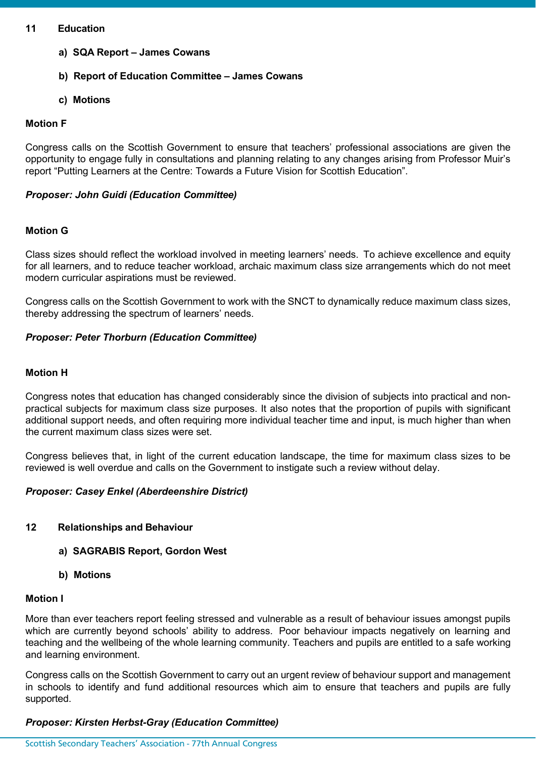## 11 Education

**a) SQA Report – James Cowans**

**b) Report of Education Committee – James Cowans**

**c) Motions**

**Motion F**

Congress calls on the Scottish Government to ensure that teachers' professional associations are given the opportunity to engage fully in consultations and planning relating to any changes arising from Professor Muir's report "Putting Learners at the Centre: Towards a Future Vision for Scottish Education".

***Proposer: John Guidi (Education Committee)***

**Motion G**

Class sizes should reflect the workload involved in meeting learners' needs. To achieve excellence and equity for all learners, and to reduce teacher workload, archaic maximum class size arrangements which do not meet modern curricular aspirations must be reviewed.

Congress calls on the Scottish Government to work with the SNCT to dynamically reduce maximum class sizes, thereby addressing the spectrum of learners' needs.

***Proposer: Peter Thorburn (Education Committee)***

**Motion H**

Congress notes that education has changed considerably since the division of subjects into practical and non-practical subjects for maximum class size purposes. It also notes that the proportion of pupils with significant additional support needs, and often requiring more individual teacher time and input, is much higher than when the current maximum class sizes were set.

Congress believes that, in light of the current education landscape, the time for maximum class sizes to be reviewed is well overdue and calls on the Government to instigate such a review without delay.

***Proposer: Casey Enkel (Aberdeenshire District)***

## 12 Relationships and Behaviour

**a) SAGRABIS Report, Gordon West**

**b) Motions**

**Motion I**

More than ever teachers report feeling stressed and vulnerable as a result of behaviour issues amongst pupils which are currently beyond schools' ability to address. Poor behaviour impacts negatively on learning and teaching and the wellbeing of the whole learning community. Teachers and pupils are entitled to a safe working and learning environment.

Congress calls on the Scottish Government to carry out an urgent review of behaviour support and management in schools to identify and fund additional resources which aim to ensure that teachers and pupils are fully supported.

***Proposer: Kirsten Herbst-Gray (Education Committee)***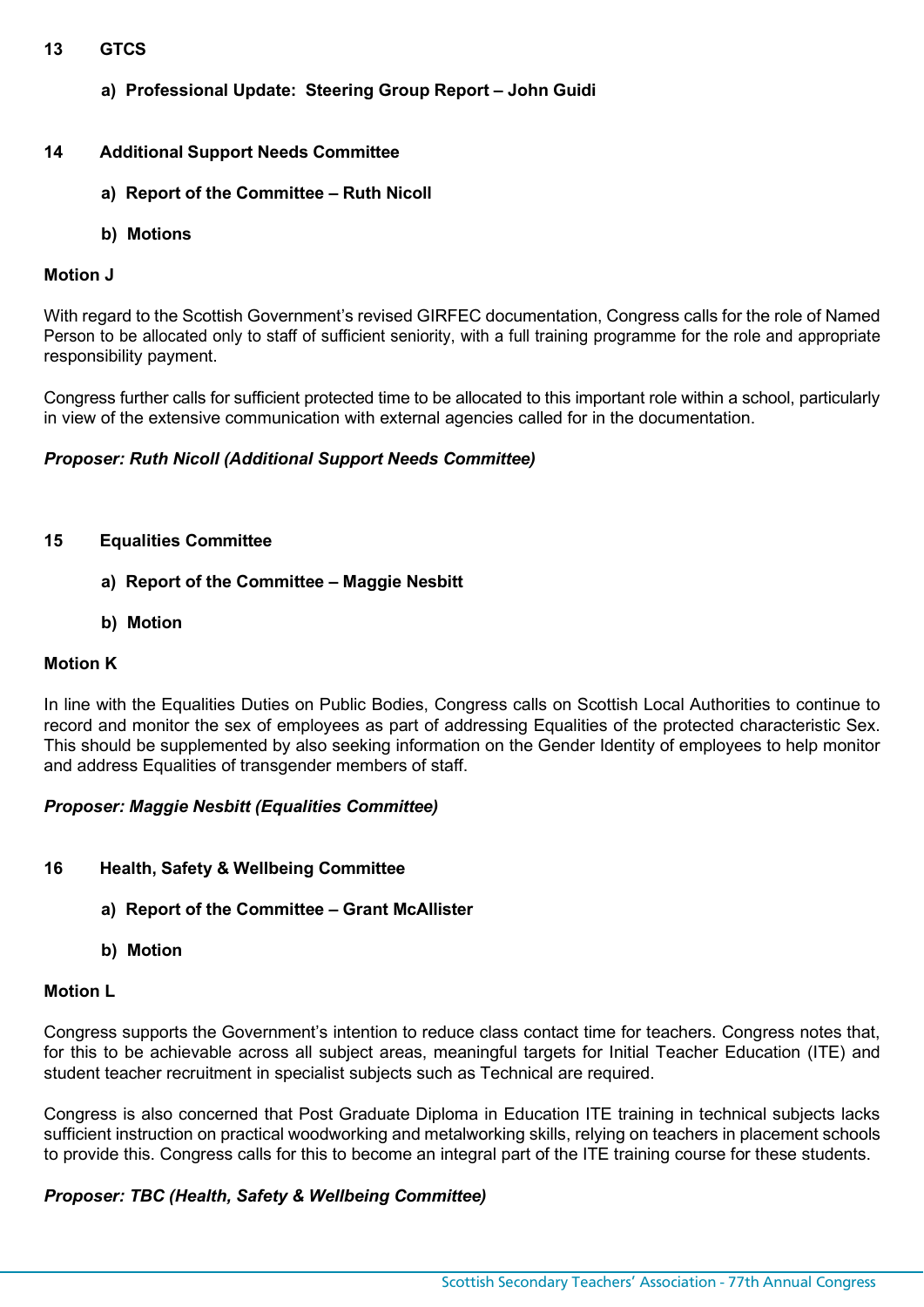**13 GTCS**

**a) Professional Update: Steering Group Report – John Guidi**

**14 Additional Support Needs Committee**

**a) Report of the Committee – Ruth Nicoll**

**b) Motions**

**Motion J**

With regard to the Scottish Government's revised GIRFEC documentation, Congress calls for the role of Named Person to be allocated only to staff of sufficient seniority, with a full training programme for the role and appropriate responsibility payment.

Congress further calls for sufficient protected time to be allocated to this important role within a school, particularly in view of the extensive communication with external agencies called for in the documentation.

***Proposer: Ruth Nicoll (Additional Support Needs Committee)***

**15 Equalities Committee**

**a) Report of the Committee – Maggie Nesbitt**

**b) Motion**

**Motion K**

In line with the Equalities Duties on Public Bodies, Congress calls on Scottish Local Authorities to continue to record and monitor the sex of employees as part of addressing Equalities of the protected characteristic Sex. This should be supplemented by also seeking information on the Gender Identity of employees to help monitor and address Equalities of transgender members of staff.

***Proposer: Maggie Nesbitt (Equalities Committee)***

**16 Health, Safety & Wellbeing Committee**

**a) Report of the Committee – Grant McAllister**

**b) Motion**

**Motion L**

Congress supports the Government's intention to reduce class contact time for teachers. Congress notes that, for this to be achievable across all subject areas, meaningful targets for Initial Teacher Education (ITE) and student teacher recruitment in specialist subjects such as Technical are required.

Congress is also concerned that Post Graduate Diploma in Education ITE training in technical subjects lacks sufficient instruction on practical woodworking and metalworking skills, relying on teachers in placement schools to provide this. Congress calls for this to become an integral part of the ITE training course for these students.

***Proposer: TBC (Health, Safety & Wellbeing Committee)***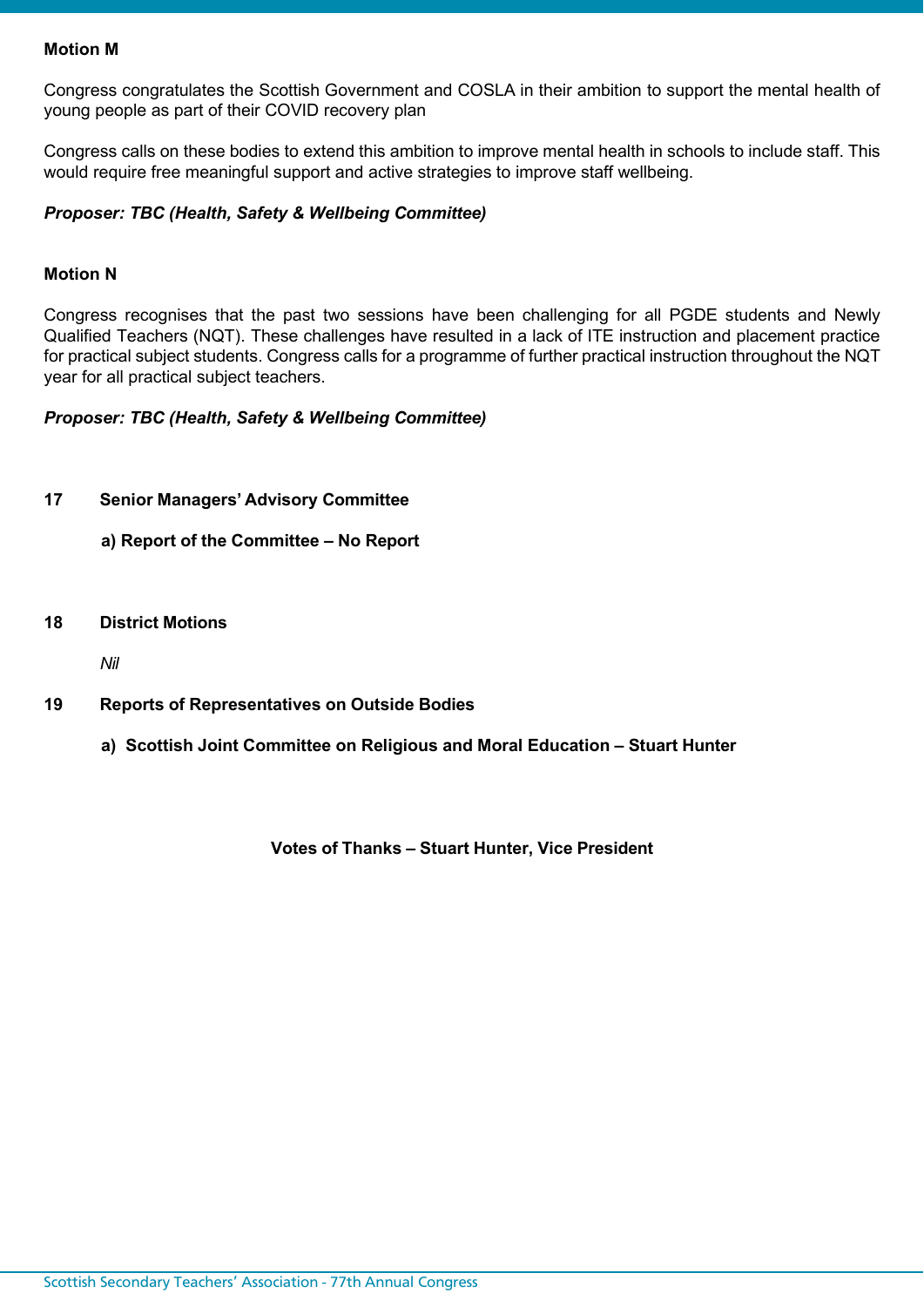**Motion M**

Congress congratulates the Scottish Government and COSLA in their ambition to support the mental health of young people as part of their COVID recovery plan

Congress calls on these bodies to extend this ambition to improve mental health in schools to include staff. This would require free meaningful support and active strategies to improve staff wellbeing.

***Proposer: TBC (Health, Safety & Wellbeing Committee)***

**Motion N**

Congress recognises that the past two sessions have been challenging for all PGDE students and Newly Qualified Teachers (NQT). These challenges have resulted in a lack of ITE instruction and placement practice for practical subject students. Congress calls for a programme of further practical instruction throughout the NQT year for all practical subject teachers.

***Proposer: TBC (Health, Safety & Wellbeing Committee)***

**17 Senior Managers' Advisory Committee**

**a) Report of the Committee – No Report**

**18 District Motions**

*Nil*

**19 Reports of Representatives on Outside Bodies**

**a) Scottish Joint Committee on Religious and Moral Education – Stuart Hunter**

**Votes of Thanks – Stuart Hunter, Vice President**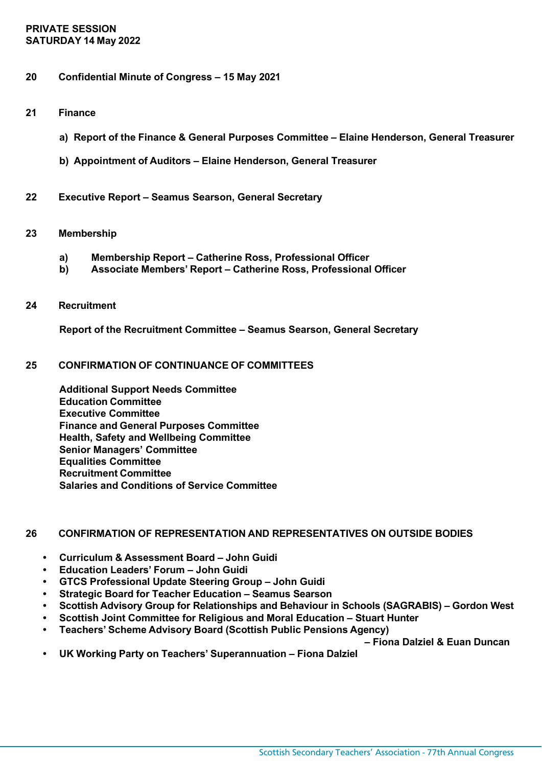**PRIVATE SESSION**
**SATURDAY 14 May 2022**

**20 Confidential Minute of Congress – 15 May 2021**

**21 Finance**

**a) Report of the Finance & General Purposes Committee – Elaine Henderson, General Treasurer**

**b) Appointment of Auditors – Elaine Henderson, General Treasurer**

**22 Executive Report – Seamus Searson, General Secretary**

**23 Membership**

**a) Membership Report – Catherine Ross, Professional Officer**
**b) Associate Members' Report – Catherine Ross, Professional Officer**

**24 Recruitment**

**Report of the Recruitment Committee – Seamus Searson, General Secretary**

**25 CONFIRMATION OF CONTINUANCE OF COMMITTEES**

**Additional Support Needs Committee**
**Education Committee**
**Executive Committee**
**Finance and General Purposes Committee**
**Health, Safety and Wellbeing Committee**
**Senior Managers' Committee**
**Equalities Committee**
**Recruitment Committee**
**Salaries and Conditions of Service Committee**

**26 CONFIRMATION OF REPRESENTATION AND REPRESENTATIVES ON OUTSIDE BODIES**

- **Curriculum & Assessment Board – John Guidi**
- **Education Leaders' Forum – John Guidi**
- **GTCS Professional Update Steering Group – John Guidi**
- **Strategic Board for Teacher Education – Seamus Searson**
- **Scottish Advisory Group for Relationships and Behaviour in Schools (SAGRABIS) – Gordon West**
- **Scottish Joint Committee for Religious and Moral Education – Stuart Hunter**
- **Teachers' Scheme Advisory Board (Scottish Public Pensions Agency) – Fiona Dalziel & Euan Duncan**
- **UK Working Party on Teachers' Superannuation – Fiona Dalziel**